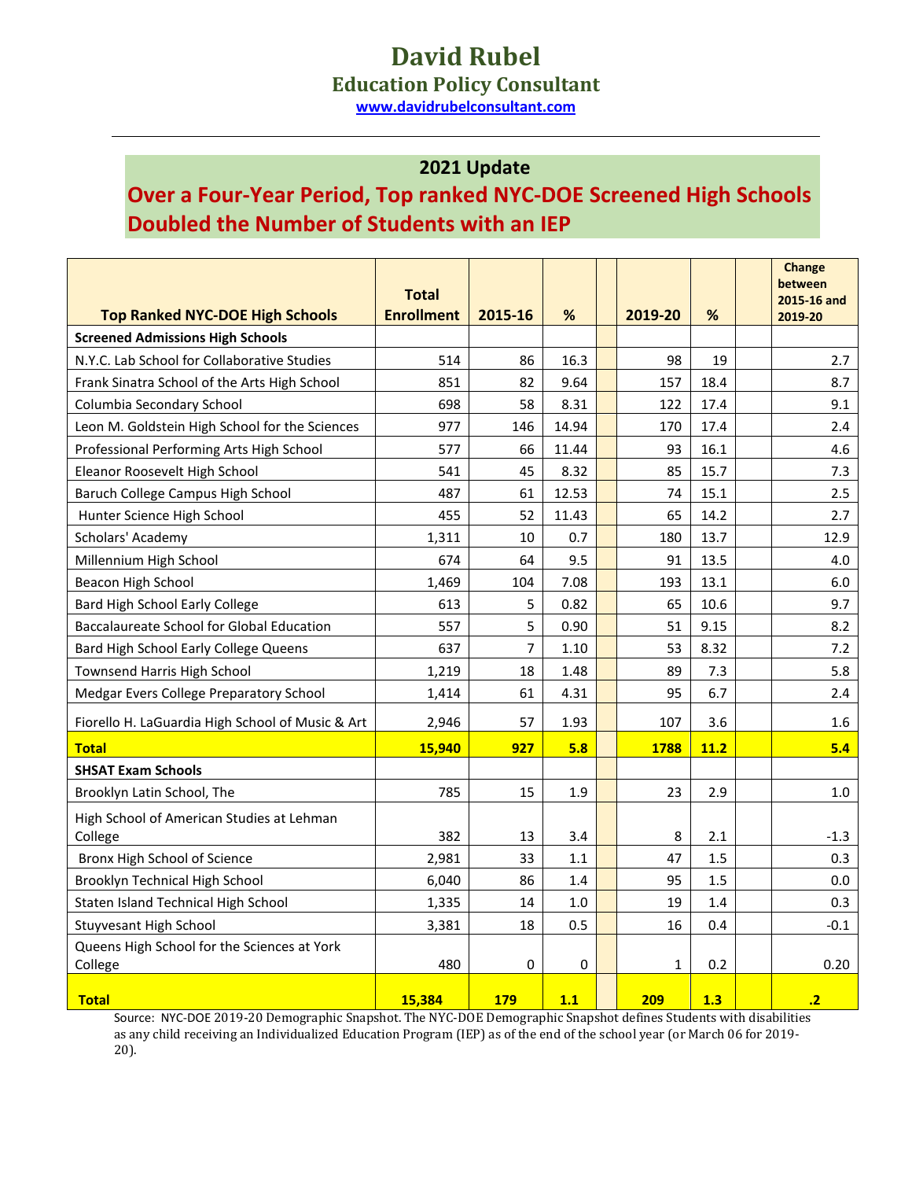# David Rubel

## Education Policy Consultant

www.davidrubelconsultant.com

---

## 2021 Update

## Over a Four-Year Period, Top ranked NYC-DOE Screened High Schools Doubled the Number of Students with an IEP

| Top Ranked NYC-DOE High Schools | Total Enrollment | 2015-16 | % | | 2019-20 | % | | Change between 2015-16 and 2019-20 |
|---|---|---|---|---|---|---|---|---|
| **Screened Admissions High Schools** | | | | | | | | |
| N.Y.C. Lab School for Collaborative Studies | 514 | 86 | 16.3 | | 98 | 19 | | 2.7 |
| Frank Sinatra School of the Arts High School | 851 | 82 | 9.64 | | 157 | 18.4 | | 8.7 |
| Columbia Secondary School | 698 | 58 | 8.31 | | 122 | 17.4 | | 9.1 |
| Leon M. Goldstein High School for the Sciences | 977 | 146 | 14.94 | | 170 | 17.4 | | 2.4 |
| Professional Performing Arts High School | 577 | 66 | 11.44 | | 93 | 16.1 | | 4.6 |
| Eleanor Roosevelt High School | 541 | 45 | 8.32 | | 85 | 15.7 | | 7.3 |
| Baruch College Campus High School | 487 | 61 | 12.53 | | 74 | 15.1 | | 2.5 |
| Hunter Science High School | 455 | 52 | 11.43 | | 65 | 14.2 | | 2.7 |
| Scholars' Academy | 1,311 | 10 | 0.7 | | 180 | 13.7 | | 12.9 |
| Millennium High School | 674 | 64 | 9.5 | | 91 | 13.5 | | 4.0 |
| Beacon High School | 1,469 | 104 | 7.08 | | 193 | 13.1 | | 6.0 |
| Bard High School Early College | 613 | 5 | 0.82 | | 65 | 10.6 | | 9.7 |
| Baccalaureate School for Global Education | 557 | 5 | 0.90 | | 51 | 9.15 | | 8.2 |
| Bard High School Early College Queens | 637 | 7 | 1.10 | | 53 | 8.32 | | 7.2 |
| Townsend Harris High School | 1,219 | 18 | 1.48 | | 89 | 7.3 | | 5.8 |
| Medgar Evers College Preparatory School | 1,414 | 61 | 4.31 | | 95 | 6.7 | | 2.4 |
| Fiorello H. LaGuardia High School of Music & Art | 2,946 | 57 | 1.93 | | 107 | 3.6 | | 1.6 |
| **Total** | **15,940** | **927** | **5.8** | | **1788** | **11.2** | | **5.4** |
| **SHSAT Exam Schools** | | | | | | | | |
| Brooklyn Latin School, The | 785 | 15 | 1.9 | | 23 | 2.9 | | 1.0 |
| High School of American Studies at Lehman College | 382 | 13 | 3.4 | | 8 | 2.1 | | -1.3 |
| Bronx High School of Science | 2,981 | 33 | 1.1 | | 47 | 1.5 | | 0.3 |
| Brooklyn Technical High School | 6,040 | 86 | 1.4 | | 95 | 1.5 | | 0.0 |
| Staten Island Technical High School | 1,335 | 14 | 1.0 | | 19 | 1.4 | | 0.3 |
| Stuyvesant High School | 3,381 | 18 | 0.5 | | 16 | 0.4 | | -0.1 |
| Queens High School for the Sciences at York College | 480 | 0 | 0 | | 1 | 0.2 | | 0.20 |
| **Total** | **15,384** | **179** | **1.1** | | **209** | **1.3** | | **.2** |

Source: NYC-DOE 2019-20 Demographic Snapshot. The NYC-DOE Demographic Snapshot defines Students with disabilities as any child receiving an Individualized Education Program (IEP) as of the end of the school year (or March 06 for 2019-20).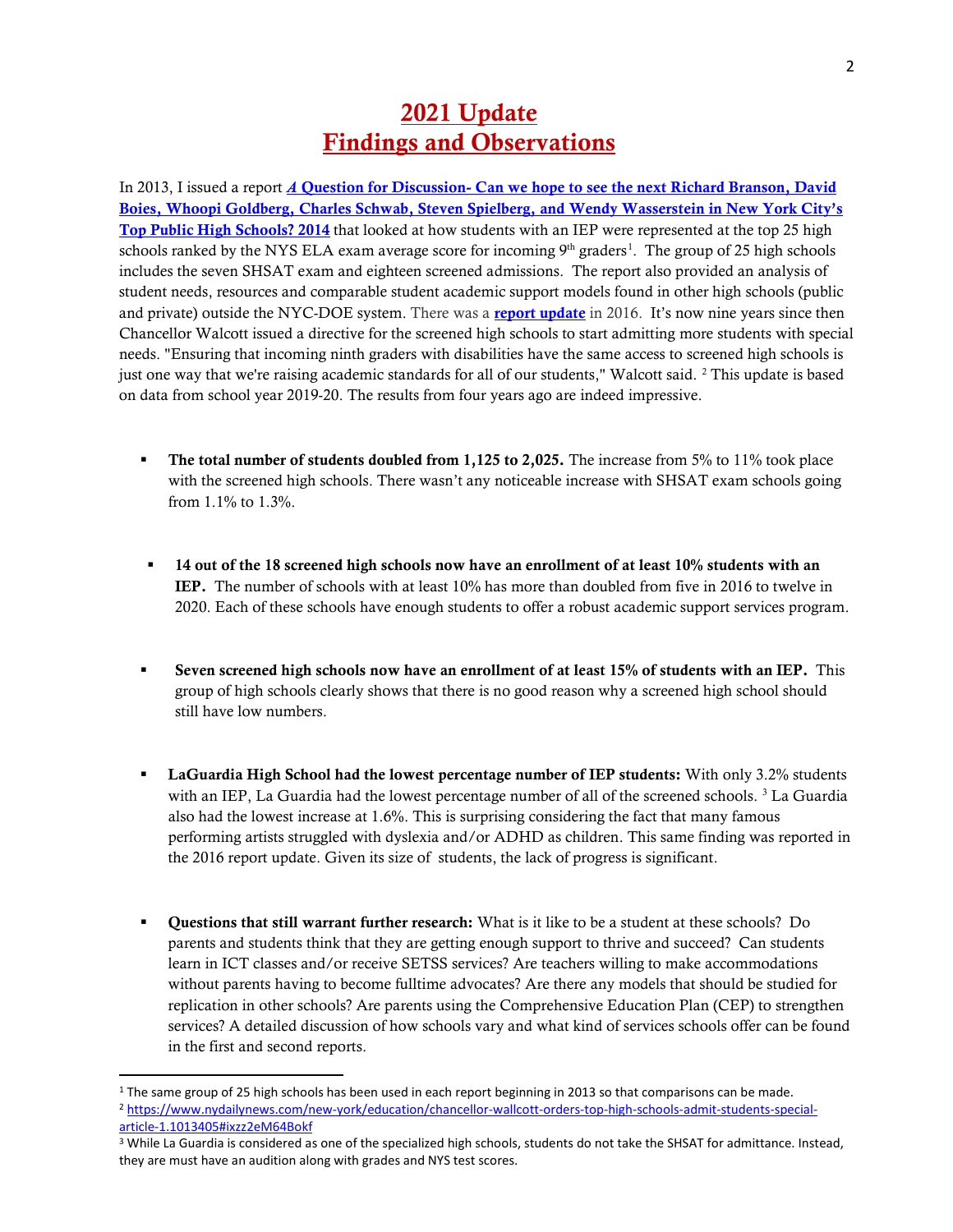# 2021 Update
# Findings and Observations

In 2013, I issued a report ***A Question for Discussion- Can we hope to see the next Richard Branson, David Boies, Whoopi Goldberg, Charles Schwab, Steven Spielberg, and Wendy Wasserstein in New York City's Top Public High Schools? 2014*** that looked at how students with an IEP were represented at the top 25 high schools ranked by the NYS ELA exam average score for incoming 9th graders[1]. The group of 25 high schools includes the seven SHSAT exam and eighteen screened admissions. The report also provided an analysis of student needs, resources and comparable student academic support models found in other high schools (public and private) outside the NYC-DOE system. There was a **report update** in 2016. It's now nine years since then Chancellor Walcott issued a directive for the screened high schools to start admitting more students with special needs. "Ensuring that incoming ninth graders with disabilities have the same access to screened high schools is just one way that we're raising academic standards for all of our students," Walcott said. [2] This update is based on data from school year 2019-20. The results from four years ago are indeed impressive.

- **The total number of students doubled from 1,125 to 2,025.** The increase from 5% to 11% took place with the screened high schools. There wasn't any noticeable increase with SHSAT exam schools going from 1.1% to 1.3%.

- **14 out of the 18 screened high schools now have an enrollment of at least 10% students with an IEP.** The number of schools with at least 10% has more than doubled from five in 2016 to twelve in 2020. Each of these schools have enough students to offer a robust academic support services program.

- **Seven screened high schools now have an enrollment of at least 15% of students with an IEP.** This group of high schools clearly shows that there is no good reason why a screened high school should still have low numbers.

- **LaGuardia High School had the lowest percentage number of IEP students:** With only 3.2% students with an IEP, La Guardia had the lowest percentage number of all of the screened schools. [3] La Guardia also had the lowest increase at 1.6%. This is surprising considering the fact that many famous performing artists struggled with dyslexia and/or ADHD as children. This same finding was reported in the 2016 report update. Given its size of  students, the lack of progress is significant.

- **Questions that still warrant further research:** What is it like to be a student at these schools? Do parents and students think that they are getting enough support to thrive and succeed? Can students learn in ICT classes and/or receive SETSS services? Are teachers willing to make accommodations without parents having to become fulltime advocates? Are there any models that should be studied for replication in other schools? Are parents using the Comprehensive Education Plan (CEP) to strengthen services? A detailed discussion of how schools vary and what kind of services schools offer can be found in the first and second reports.

---

[1] The same group of 25 high schools has been used in each report beginning in 2013 so that comparisons can be made.

[2] https://www.nydailynews.com/new-york/education/chancellor-wallcott-orders-top-high-schools-admit-students-special-article-1.1013405#ixzz2eM64Bokf

[3] While La Guardia is considered as one of the specialized high schools, students do not take the SHSAT for admittance. Instead, they are must have an audition along with grades and NYS test scores.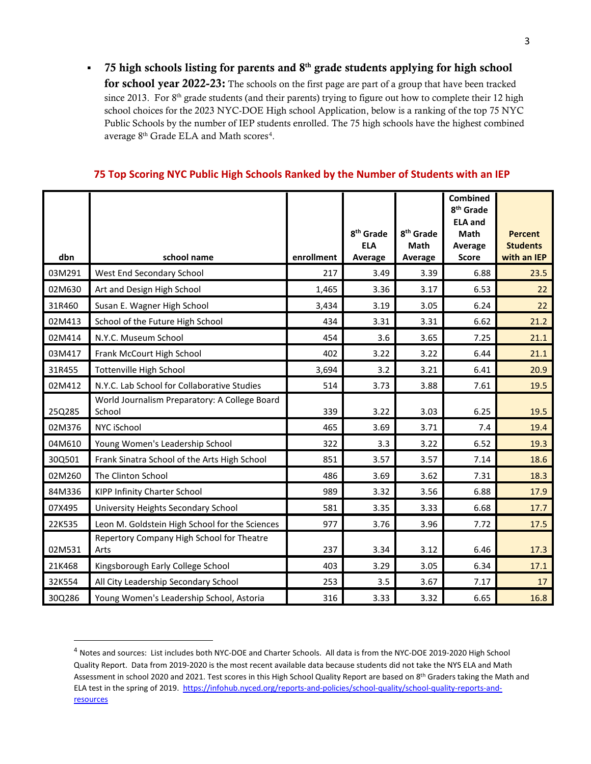- **75 high schools listing for parents and 8th grade students applying for high school for school year 2022-23:** The schools on the first page are part of a group that have been tracked since 2013. For 8th grade students (and their parents) trying to figure out how to complete their 12 high school choices for the 2023 NYC-DOE High school Application, below is a ranking of the top 75 NYC Public Schools by the number of IEP students enrolled. The 75 high schools have the highest combined average 8th Grade ELA and Math scores[4].

## 75 Top Scoring NYC Public High Schools Ranked by the Number of Students with an IEP

| dbn | school name | enrollment | 8th Grade ELA Average | 8th Grade Math Average | Combined 8th Grade ELA and Math Average Score | Percent Students with an IEP |
|---|---|---|---|---|---|---|
| 03M291 | West End Secondary School | 217 | 3.49 | 3.39 | 6.88 | 23.5 |
| 02M630 | Art and Design High School | 1,465 | 3.36 | 3.17 | 6.53 | 22 |
| 31R460 | Susan E. Wagner High School | 3,434 | 3.19 | 3.05 | 6.24 | 22 |
| 02M413 | School of the Future High School | 434 | 3.31 | 3.31 | 6.62 | 21.2 |
| 02M414 | N.Y.C. Museum School | 454 | 3.6 | 3.65 | 7.25 | 21.1 |
| 03M417 | Frank McCourt High School | 402 | 3.22 | 3.22 | 6.44 | 21.1 |
| 31R455 | Tottenville High School | 3,694 | 3.2 | 3.21 | 6.41 | 20.9 |
| 02M412 | N.Y.C. Lab School for Collaborative Studies | 514 | 3.73 | 3.88 | 7.61 | 19.5 |
| 25Q285 | World Journalism Preparatory: A College Board School | 339 | 3.22 | 3.03 | 6.25 | 19.5 |
| 02M376 | NYC iSchool | 465 | 3.69 | 3.71 | 7.4 | 19.4 |
| 04M610 | Young Women's Leadership School | 322 | 3.3 | 3.22 | 6.52 | 19.3 |
| 30Q501 | Frank Sinatra School of the Arts High School | 851 | 3.57 | 3.57 | 7.14 | 18.6 |
| 02M260 | The Clinton School | 486 | 3.69 | 3.62 | 7.31 | 18.3 |
| 84M336 | KIPP Infinity Charter School | 989 | 3.32 | 3.56 | 6.88 | 17.9 |
| 07X495 | University Heights Secondary School | 581 | 3.35 | 3.33 | 6.68 | 17.7 |
| 22K535 | Leon M. Goldstein High School for the Sciences | 977 | 3.76 | 3.96 | 7.72 | 17.5 |
| 02M531 | Repertory Company High School for Theatre Arts | 237 | 3.34 | 3.12 | 6.46 | 17.3 |
| 21K468 | Kingsborough Early College School | 403 | 3.29 | 3.05 | 6.34 | 17.1 |
| 32K554 | All City Leadership Secondary School | 253 | 3.5 | 3.67 | 7.17 | 17 |
| 30Q286 | Young Women's Leadership School, Astoria | 316 | 3.33 | 3.32 | 6.65 | 16.8 |

[4] Notes and sources: List includes both NYC-DOE and Charter Schools. All data is from the NYC-DOE 2019-2020 High School Quality Report. Data from 2019-2020 is the most recent available data because students did not take the NYS ELA and Math Assessment in school 2020 and 2021. Test scores in this High School Quality Report are based on 8th Graders taking the Math and ELA test in the spring of 2019. https://infohub.nyced.org/reports-and-policies/school-quality/school-quality-reports-and-resources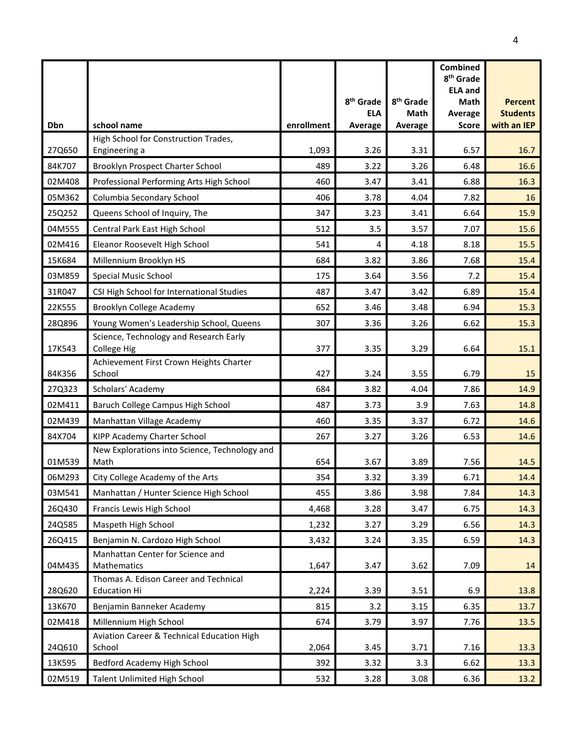| Dbn | school name | enrollment | 8th Grade ELA Average | 8th Grade Math Average | Combined 8th Grade ELA and Math Average Score | Percent Students with an IEP |
|---|---|---|---|---|---|---|
| 27Q650 | High School for Construction Trades, Engineering a | 1,093 | 3.26 | 3.31 | 6.57 | 16.7 |
| 84K707 | Brooklyn Prospect Charter School | 489 | 3.22 | 3.26 | 6.48 | 16.6 |
| 02M408 | Professional Performing Arts High School | 460 | 3.47 | 3.41 | 6.88 | 16.3 |
| 05M362 | Columbia Secondary School | 406 | 3.78 | 4.04 | 7.82 | 16 |
| 25Q252 | Queens School of Inquiry, The | 347 | 3.23 | 3.41 | 6.64 | 15.9 |
| 04M555 | Central Park East High School | 512 | 3.5 | 3.57 | 7.07 | 15.6 |
| 02M416 | Eleanor Roosevelt High School | 541 | 4 | 4.18 | 8.18 | 15.5 |
| 15K684 | Millennium Brooklyn HS | 684 | 3.82 | 3.86 | 7.68 | 15.4 |
| 03M859 | Special Music School | 175 | 3.64 | 3.56 | 7.2 | 15.4 |
| 31R047 | CSI High School for International Studies | 487 | 3.47 | 3.42 | 6.89 | 15.4 |
| 22K555 | Brooklyn College Academy | 652 | 3.46 | 3.48 | 6.94 | 15.3 |
| 28Q896 | Young Women's Leadership School, Queens | 307 | 3.36 | 3.26 | 6.62 | 15.3 |
| 17K543 | Science, Technology and Research Early College Hig | 377 | 3.35 | 3.29 | 6.64 | 15.1 |
| 84K356 | Achievement First Crown Heights Charter School | 427 | 3.24 | 3.55 | 6.79 | 15 |
| 27Q323 | Scholars' Academy | 684 | 3.82 | 4.04 | 7.86 | 14.9 |
| 02M411 | Baruch College Campus High School | 487 | 3.73 | 3.9 | 7.63 | 14.8 |
| 02M439 | Manhattan Village Academy | 460 | 3.35 | 3.37 | 6.72 | 14.6 |
| 84X704 | KIPP Academy Charter School | 267 | 3.27 | 3.26 | 6.53 | 14.6 |
| 01M539 | New Explorations into Science, Technology and Math | 654 | 3.67 | 3.89 | 7.56 | 14.5 |
| 06M293 | City College Academy of the Arts | 354 | 3.32 | 3.39 | 6.71 | 14.4 |
| 03M541 | Manhattan / Hunter Science High School | 455 | 3.86 | 3.98 | 7.84 | 14.3 |
| 26Q430 | Francis Lewis High School | 4,468 | 3.28 | 3.47 | 6.75 | 14.3 |
| 24Q585 | Maspeth High School | 1,232 | 3.27 | 3.29 | 6.56 | 14.3 |
| 26Q415 | Benjamin N. Cardozo High School | 3,432 | 3.24 | 3.35 | 6.59 | 14.3 |
| 04M435 | Manhattan Center for Science and Mathematics | 1,647 | 3.47 | 3.62 | 7.09 | 14 |
| 28Q620 | Thomas A. Edison Career and Technical Education Hi | 2,224 | 3.39 | 3.51 | 6.9 | 13.8 |
| 13K670 | Benjamin Banneker Academy | 815 | 3.2 | 3.15 | 6.35 | 13.7 |
| 02M418 | Millennium High School | 674 | 3.79 | 3.97 | 7.76 | 13.5 |
| 24Q610 | Aviation Career & Technical Education High School | 2,064 | 3.45 | 3.71 | 7.16 | 13.3 |
| 13K595 | Bedford Academy High School | 392 | 3.32 | 3.3 | 6.62 | 13.3 |
| 02M519 | Talent Unlimited High School | 532 | 3.28 | 3.08 | 6.36 | 13.2 |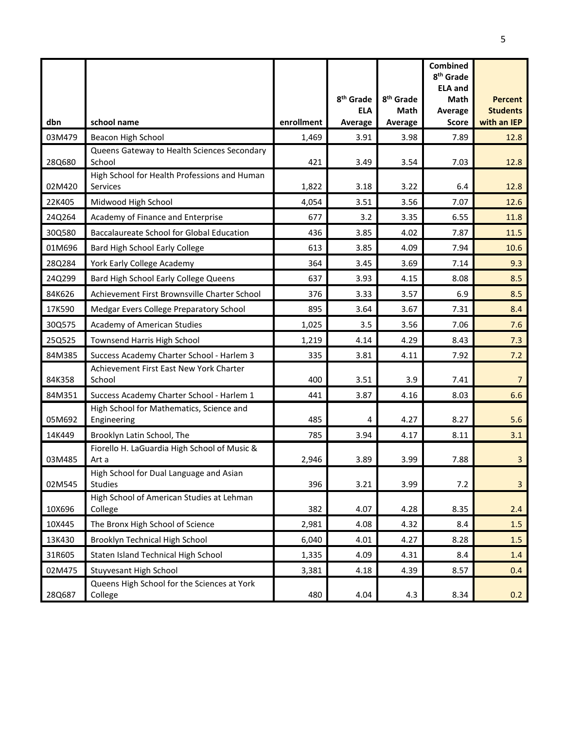| dbn | school name | enrollment | 8th Grade ELA Average | 8th Grade Math Average | Combined 8th Grade ELA and Math Average Score | Percent Students with an IEP |
|---|---|---|---|---|---|---|
| 03M479 | Beacon High School | 1,469 | 3.91 | 3.98 | 7.89 | 12.8 |
| 28Q680 | Queens Gateway to Health Sciences Secondary School | 421 | 3.49 | 3.54 | 7.03 | 12.8 |
| 02M420 | High School for Health Professions and Human Services | 1,822 | 3.18 | 3.22 | 6.4 | 12.8 |
| 22K405 | Midwood High School | 4,054 | 3.51 | 3.56 | 7.07 | 12.6 |
| 24Q264 | Academy of Finance and Enterprise | 677 | 3.2 | 3.35 | 6.55 | 11.8 |
| 30Q580 | Baccalaureate School for Global Education | 436 | 3.85 | 4.02 | 7.87 | 11.5 |
| 01M696 | Bard High School Early College | 613 | 3.85 | 4.09 | 7.94 | 10.6 |
| 28Q284 | York Early College Academy | 364 | 3.45 | 3.69 | 7.14 | 9.3 |
| 24Q299 | Bard High School Early College Queens | 637 | 3.93 | 4.15 | 8.08 | 8.5 |
| 84K626 | Achievement First Brownsville Charter School | 376 | 3.33 | 3.57 | 6.9 | 8.5 |
| 17K590 | Medgar Evers College Preparatory School | 895 | 3.64 | 3.67 | 7.31 | 8.4 |
| 30Q575 | Academy of American Studies | 1,025 | 3.5 | 3.56 | 7.06 | 7.6 |
| 25Q525 | Townsend Harris High School | 1,219 | 4.14 | 4.29 | 8.43 | 7.3 |
| 84M385 | Success Academy Charter School - Harlem 3 | 335 | 3.81 | 4.11 | 7.92 | 7.2 |
| 84K358 | Achievement First East New York Charter School | 400 | 3.51 | 3.9 | 7.41 | 7 |
| 84M351 | Success Academy Charter School - Harlem 1 | 441 | 3.87 | 4.16 | 8.03 | 6.6 |
| 05M692 | High School for Mathematics, Science and Engineering | 485 | 4 | 4.27 | 8.27 | 5.6 |
| 14K449 | Brooklyn Latin School, The | 785 | 3.94 | 4.17 | 8.11 | 3.1 |
| 03M485 | Fiorello H. LaGuardia High School of Music & Art a | 2,946 | 3.89 | 3.99 | 7.88 | 3 |
| 02M545 | High School for Dual Language and Asian Studies | 396 | 3.21 | 3.99 | 7.2 | 3 |
| 10X696 | High School of American Studies at Lehman College | 382 | 4.07 | 4.28 | 8.35 | 2.4 |
| 10X445 | The Bronx High School of Science | 2,981 | 4.08 | 4.32 | 8.4 | 1.5 |
| 13K430 | Brooklyn Technical High School | 6,040 | 4.01 | 4.27 | 8.28 | 1.5 |
| 31R605 | Staten Island Technical High School | 1,335 | 4.09 | 4.31 | 8.4 | 1.4 |
| 02M475 | Stuyvesant High School | 3,381 | 4.18 | 4.39 | 8.57 | 0.4 |
| 28Q687 | Queens High School for the Sciences at York College | 480 | 4.04 | 4.3 | 8.34 | 0.2 |